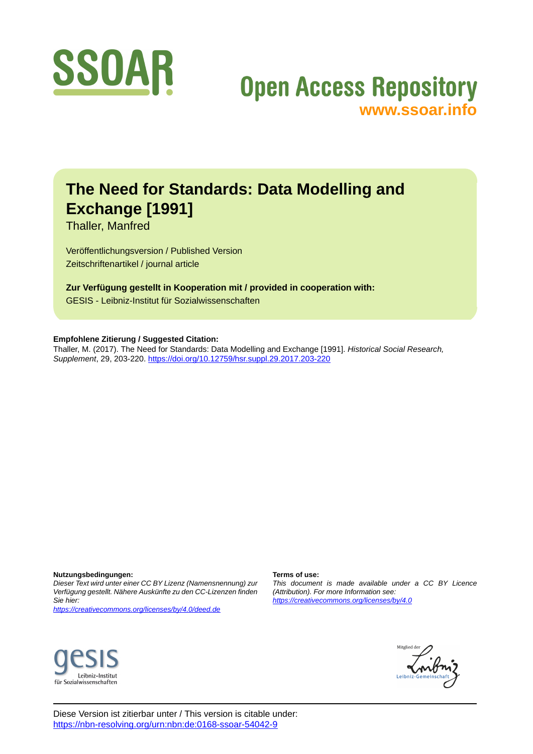# The Need for Standards: Data Modelling and Exchange [1991]

Thaller, Manfred

Veröffentlichungsversion / Published Version
Zeitschriftenartikel / journal article

**Zur Verfügung gestellt in Kooperation mit / provided in cooperation with:**
GESIS - Leibniz-Institut für Sozialwissenschaften

**Empfohlene Zitierung / Suggested Citation:**
Thaller, M. (2017). The Need for Standards: Data Modelling and Exchange [1991]. *Historical Social Research, Supplement*, 29, 203-220. https://doi.org/10.12759/hsr.suppl.29.2017.203-220

**Nutzungsbedingungen:**
*Dieser Text wird unter einer CC BY Lizenz (Namensnennung) zur Verfügung gestellt. Nähere Auskünfte zu den CC-Lizenzen finden Sie hier:*
*https://creativecommons.org/licenses/by/4.0/deed.de*

**Terms of use:**
*This document is made available under a CC BY Licence (Attribution). For more Information see:*
*https://creativecommons.org/licenses/by/4.0*

Diese Version ist zitierbar unter / This version is citable under:
https://nbn-resolving.org/urn:nbn:de:0168-ssoar-54042-9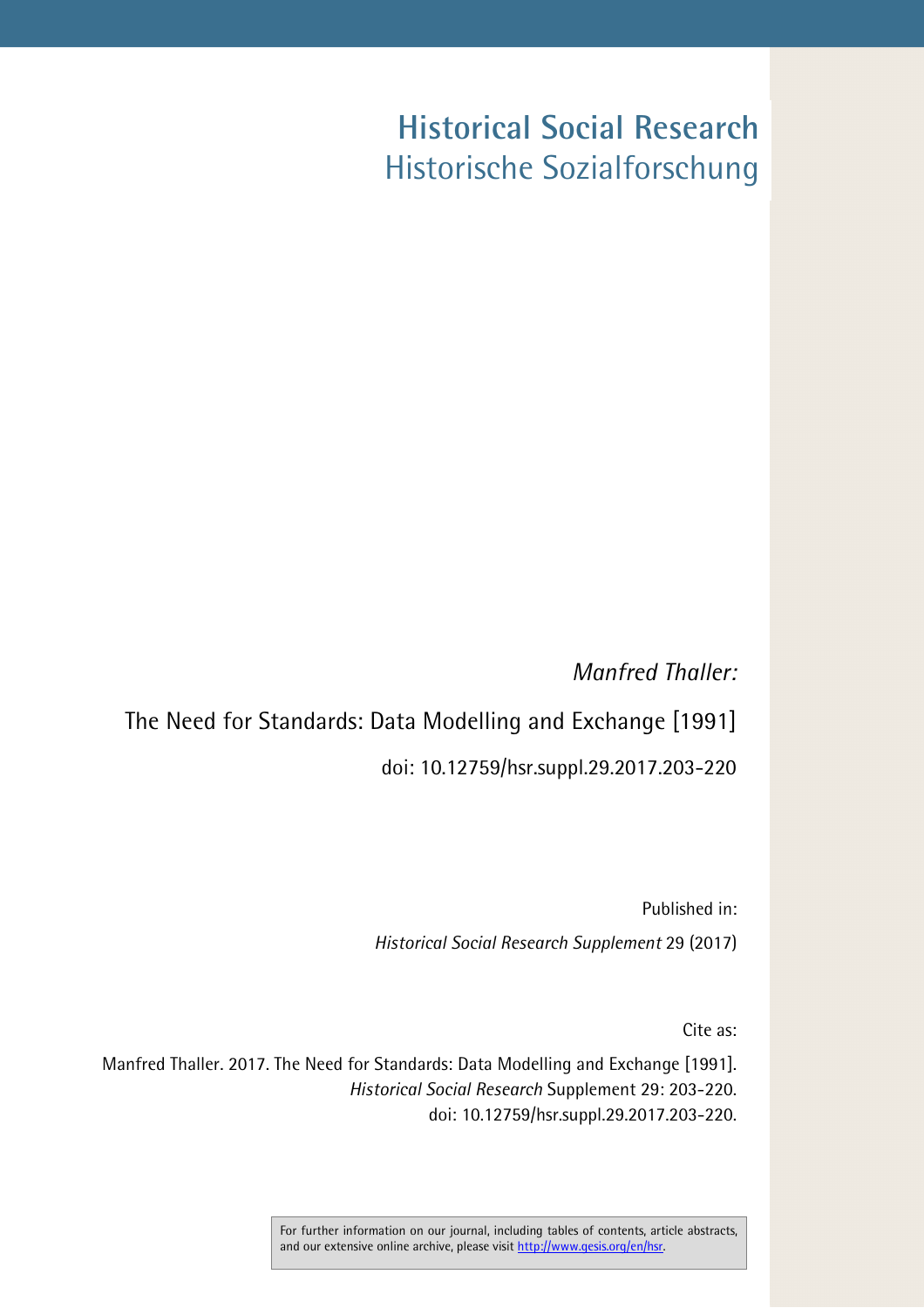# Historical Social Research
Historische Sozialforschung

*Manfred Thaller:*

The Need for Standards: Data Modelling and Exchange [1991]

doi: 10.12759/hsr.suppl.29.2017.203-220

Published in:

*Historical Social Research Supplement* 29 (2017)

Cite as:

Manfred Thaller. 2017. The Need for Standards: Data Modelling and Exchange [1991]. *Historical Social Research* Supplement 29: 203-220. doi: 10.12759/hsr.suppl.29.2017.203-220.

For further information on our journal, including tables of contents, article abstracts, and our extensive online archive, please visit http://www.gesis.org/en/hsr.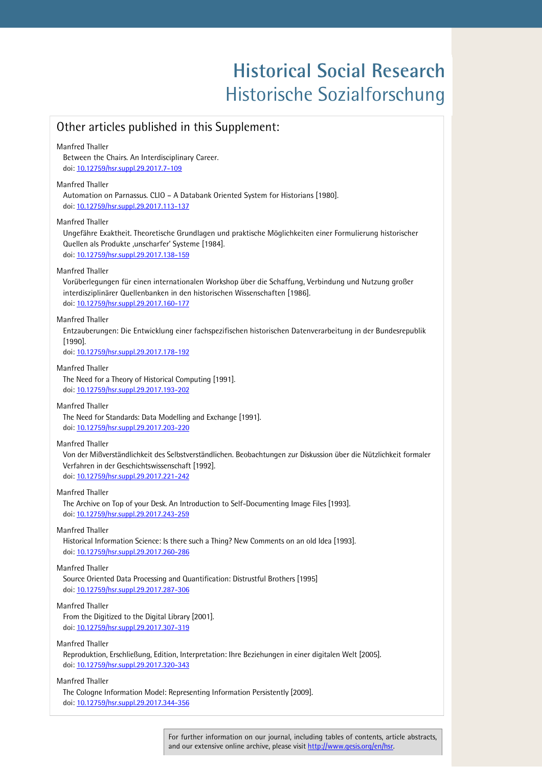# Historical Social Research
# Historische Sozialforschung

## Other articles published in this Supplement:

Manfred Thaller
Between the Chairs. An Interdisciplinary Career.
doi: 10.12759/hsr.suppl.29.2017.7-109

Manfred Thaller
Automation on Parnassus. CLIO – A Databank Oriented System for Historians [1980].
doi: 10.12759/hsr.suppl.29.2017.113-137

Manfred Thaller
Ungefähre Exaktheit. Theoretische Grundlagen und praktische Möglichkeiten einer Formulierung historischer Quellen als Produkte ‚unscharfer' Systeme [1984].
doi: 10.12759/hsr.suppl.29.2017.138-159

Manfred Thaller
Vorüberlegungen für einen internationalen Workshop über die Schaffung, Verbindung und Nutzung großer interdisziplinärer Quellenbanken in den historischen Wissenschaften [1986].
doi: 10.12759/hsr.suppl.29.2017.160-177

Manfred Thaller
Entzauberungen: Die Entwicklung einer fachspezifischen historischen Datenverarbeitung in der Bundesrepublik [1990].
doi: 10.12759/hsr.suppl.29.2017.178-192

Manfred Thaller
The Need for a Theory of Historical Computing [1991].
doi: 10.12759/hsr.suppl.29.2017.193-202

Manfred Thaller
The Need for Standards: Data Modelling and Exchange [1991].
doi: 10.12759/hsr.suppl.29.2017.203-220

Manfred Thaller
Von der Mißverständlichkeit des Selbstverständlichen. Beobachtungen zur Diskussion über die Nützlichkeit formaler Verfahren in der Geschichtswissenschaft [1992].
doi: 10.12759/hsr.suppl.29.2017.221-242

Manfred Thaller
The Archive on Top of your Desk. An Introduction to Self-Documenting Image Files [1993].
doi: 10.12759/hsr.suppl.29.2017.243-259

Manfred Thaller
Historical Information Science: Is there such a Thing? New Comments on an old Idea [1993].
doi: 10.12759/hsr.suppl.29.2017.260-286

Manfred Thaller
Source Oriented Data Processing and Quantification: Distrustful Brothers [1995]
doi: 10.12759/hsr.suppl.29.2017.287-306

Manfred Thaller
From the Digitized to the Digital Library [2001].
doi: 10.12759/hsr.suppl.29.2017.307-319

Manfred Thaller
Reproduktion, Erschließung, Edition, Interpretation: Ihre Beziehungen in einer digitalen Welt [2005].
doi: 10.12759/hsr.suppl.29.2017.320-343

Manfred Thaller
The Cologne Information Model: Representing Information Persistently [2009].
doi: 10.12759/hsr.suppl.29.2017.344-356

For further information on our journal, including tables of contents, article abstracts, and our extensive online archive, please visit http://www.gesis.org/en/hsr.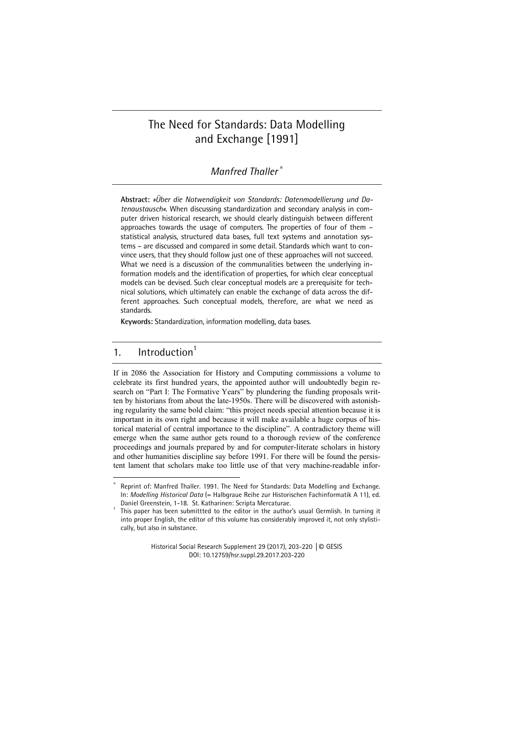# The Need for Standards: Data Modelling and Exchange [1991]

*Manfred Thaller*[*]

**Abstract:** *»Über die Notwendigkeit von Standards: Datenmodellierung und Datenaustausch«.* When discussing standardization and secondary analysis in computer driven historical research, we should clearly distinguish between different approaches towards the usage of computers. The properties of four of them – statistical analysis, structured data bases, full text systems and annotation systems – are discussed and compared in some detail. Standards which want to convince users, that they should follow just one of these approaches will not succeed. What we need is a discussion of the communalities between the underlying information models and the identification of properties, for which clear conceptual models can be devised. Such clear conceptual models are a prerequisite for technical solutions, which ultimately can enable the exchange of data across the different approaches. Such conceptual models, therefore, are what we need as standards.

**Keywords:** Standardization, information modelling, data bases.

## 1. Introduction[1]

If in 2086 the Association for History and Computing commissions a volume to celebrate its first hundred years, the appointed author will undoubtedly begin research on "Part I: The Formative Years" by plundering the funding proposals written by historians from about the late-1950s. There will be discovered with astonishing regularity the same bold claim: "this project needs special attention because it is important in its own right and because it will make available a huge corpus of historical material of central importance to the discipline". A contradictory theme will emerge when the same author gets round to a thorough review of the conference proceedings and journals prepared by and for computer-literate scholars in history and other humanities discipline say before 1991. For there will be found the persistent lament that scholars make too little use of that very machine-readable infor-

---

[*] Reprint of: Manfred Thaller. 1991. The Need for Standards: Data Modelling and Exchange. In: *Modelling Historical Data* (= Halbgraue Reihe zur Historischen Fachinformatik A 11), ed. Daniel Greenstein, 1-18. St. Katharinen: Scripta Mercaturae.

[1] This paper has been submittted to the editor in the author's usual Germlish. In turning it into proper English, the editor of this volume has considerably improved it, not only stylistically, but also in substance.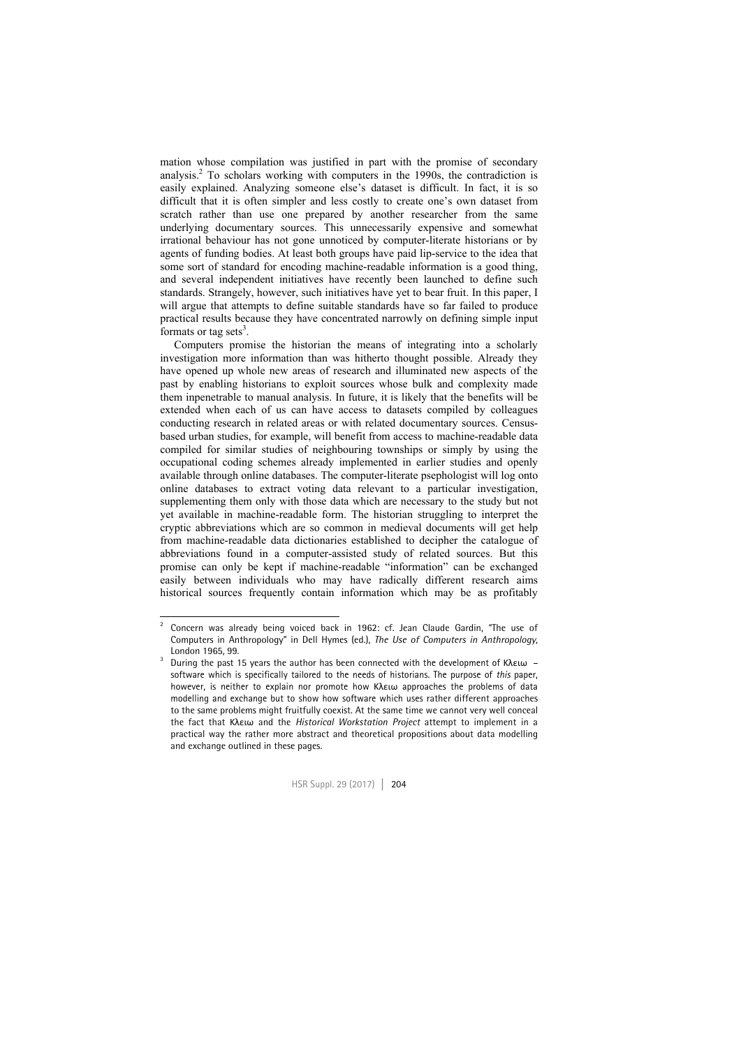mation whose compilation was justified in part with the promise of secondary analysis.[2] To scholars working with computers in the 1990s, the contradiction is easily explained. Analyzing someone else's dataset is difficult. In fact, it is so difficult that it is often simpler and less costly to create one's own dataset from scratch rather than use one prepared by another researcher from the same underlying documentary sources. This unnecessarily expensive and somewhat irrational behaviour has not gone unnoticed by computer-literate historians or by agents of funding bodies. At least both groups have paid lip-service to the idea that some sort of standard for encoding machine-readable information is a good thing, and several independent initiatives have recently been launched to define such standards. Strangely, however, such initiatives have yet to bear fruit. In this paper, I will argue that attempts to define suitable standards have so far failed to produce practical results because they have concentrated narrowly on defining simple input formats or tag sets[3].

Computers promise the historian the means of integrating into a scholarly investigation more information than was hitherto thought possible. Already they have opened up whole new areas of research and illuminated new aspects of the past by enabling historians to exploit sources whose bulk and complexity made them inpenetrable to manual analysis. In future, it is likely that the benefits will be extended when each of us can have access to datasets compiled by colleagues conducting research in related areas or with related documentary sources. Census-based urban studies, for example, will benefit from access to machine-readable data compiled for similar studies of neighbouring townships or simply by using the occupational coding schemes already implemented in earlier studies and openly available through online databases. The computer-literate psephologist will log onto online databases to extract voting data relevant to a particular investigation, supplementing them only with those data which are necessary to the study but not yet available in machine-readable form. The historian struggling to interpret the cryptic abbreviations which are so common in medieval documents will get help from machine-readable data dictionaries established to decipher the catalogue of abbreviations found in a computer-assisted study of related sources. But this promise can only be kept if machine-readable "information" can be exchanged easily between individuals who may have radically different research aims historical sources frequently contain information which may be as profitably

[2] Concern was already being voiced back in 1962: cf. Jean Claude Gardin, "The use of Computers in Anthropology" in Dell Hymes (ed.), *The Use of Computers in Anthropology*, London 1965, 99.

[3] During the past 15 years the author has been connected with the development of Κλειω – software which is specifically tailored to the needs of historians. The purpose of *this* paper, however, is neither to explain nor promote how Κλειω approaches the problems of data modelling and exchange but to show how software which uses rather different approaches to the same problems might fruitfully coexist. At the same time we cannot very well conceal the fact that Κλειω and the *Historical Workstation Project* attempt to implement in a practical way the rather more abstract and theoretical propositions about data modelling and exchange outlined in these pages.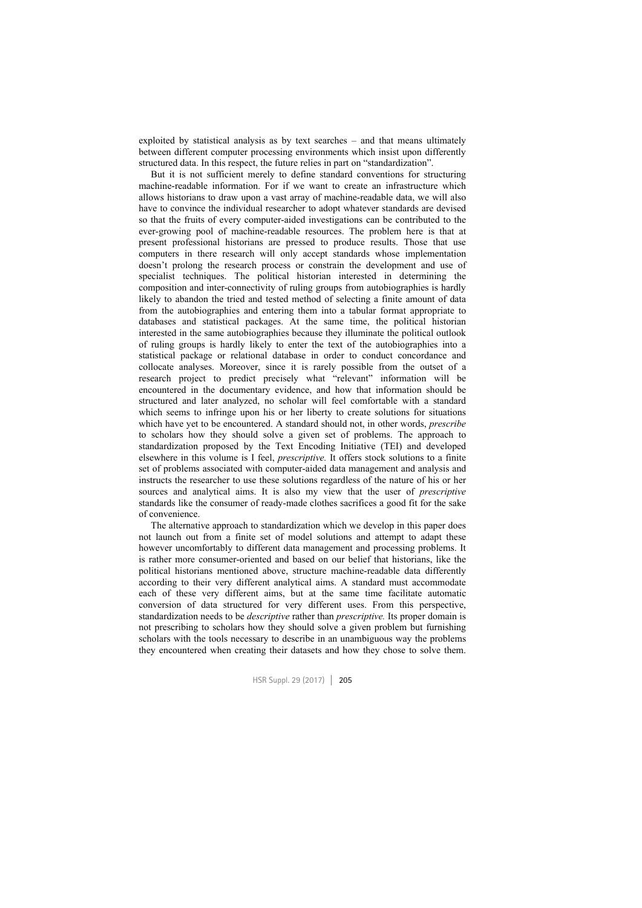exploited by statistical analysis as by text searches – and that means ultimately between different computer processing environments which insist upon differently structured data. In this respect, the future relies in part on "standardization".

But it is not sufficient merely to define standard conventions for structuring machine-readable information. For if we want to create an infrastructure which allows historians to draw upon a vast array of machine-readable data, we will also have to convince the individual researcher to adopt whatever standards are devised so that the fruits of every computer-aided investigations can be contributed to the ever-growing pool of machine-readable resources. The problem here is that at present professional historians are pressed to produce results. Those that use computers in there research will only accept standards whose implementation doesn't prolong the research process or constrain the development and use of specialist techniques. The political historian interested in determining the composition and inter-connectivity of ruling groups from autobiographies is hardly likely to abandon the tried and tested method of selecting a finite amount of data from the autobiographies and entering them into a tabular format appropriate to databases and statistical packages. At the same time, the political historian interested in the same autobiographies because they illuminate the political outlook of ruling groups is hardly likely to enter the text of the autobiographies into a statistical package or relational database in order to conduct concordance and collocate analyses. Moreover, since it is rarely possible from the outset of a research project to predict precisely what "relevant" information will be encountered in the documentary evidence, and how that information should be structured and later analyzed, no scholar will feel comfortable with a standard which seems to infringe upon his or her liberty to create solutions for situations which have yet to be encountered. A standard should not, in other words, *prescribe* to scholars how they should solve a given set of problems. The approach to standardization proposed by the Text Encoding Initiative (TEI) and developed elsewhere in this volume is I feel, *prescriptive.* It offers stock solutions to a finite set of problems associated with computer-aided data management and analysis and instructs the researcher to use these solutions regardless of the nature of his or her sources and analytical aims. It is also my view that the user of *prescriptive* standards like the consumer of ready-made clothes sacrifices a good fit for the sake of convenience.

The alternative approach to standardization which we develop in this paper does not launch out from a finite set of model solutions and attempt to adapt these however uncomfortably to different data management and processing problems. It is rather more consumer-oriented and based on our belief that historians, like the political historians mentioned above, structure machine-readable data differently according to their very different analytical aims. A standard must accommodate each of these very different aims, but at the same time facilitate automatic conversion of data structured for very different uses. From this perspective, standardization needs to be *descriptive* rather than *prescriptive.* Its proper domain is not prescribing to scholars how they should solve a given problem but furnishing scholars with the tools necessary to describe in an unambiguous way the problems they encountered when creating their datasets and how they chose to solve them.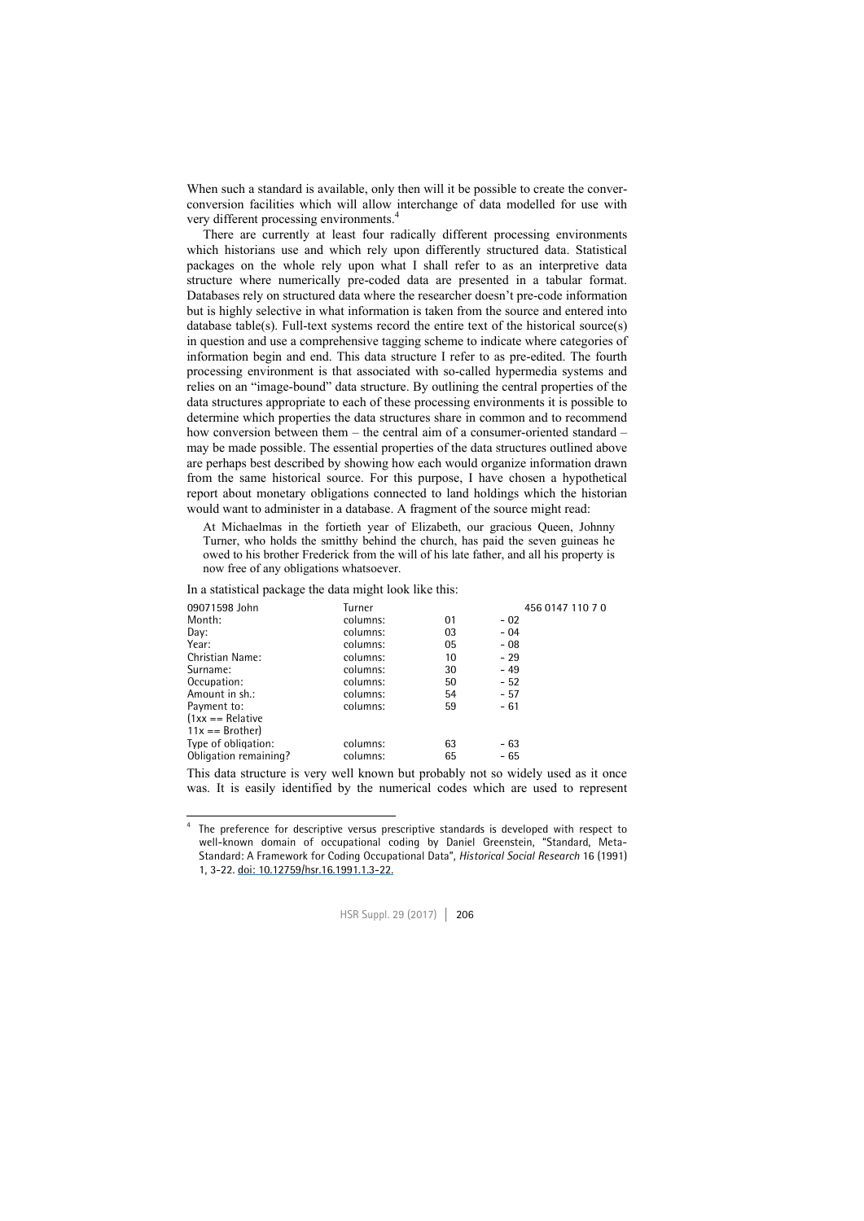When such a standard is available, only then will it be possible to create the conver-conversion facilities which will allow interchange of data modelled for use with very different processing environments.[4]

There are currently at least four radically different processing environments which historians use and which rely upon differently structured data. Statistical packages on the whole rely upon what I shall refer to as an interpretive data structure where numerically pre-coded data are presented in a tabular format. Databases rely on structured data where the researcher doesn't pre-code information but is highly selective in what information is taken from the source and entered into database table(s). Full-text systems record the entire text of the historical source(s) in question and use a comprehensive tagging scheme to indicate where categories of information begin and end. This data structure I refer to as pre-edited. The fourth processing environment is that associated with so-called hypermedia systems and relies on an "image-bound" data structure. By outlining the central properties of the data structures appropriate to each of these processing environments it is possible to determine which properties the data structures share in common and to recommend how conversion between them – the central aim of a consumer-oriented standard – may be made possible. The essential properties of the data structures outlined above are perhaps best described by showing how each would organize information drawn from the same historical source. For this purpose, I have chosen a hypothetical report about monetary obligations connected to land holdings which the historian would want to administer in a database. A fragment of the source might read:

> At Michaelmas in the fortieth year of Elizabeth, our gracious Queen, Johnny Turner, who holds the smitthy behind the church, has paid the seven guineas he owed to his brother Frederick from the will of his late father, and all his property is now free of any obligations whatsoever.

In a statistical package the data might look like this:

```
09071598 John          Turner                    456 0147 110 7 0
Month:                 columns:      01     - 02
Day:                   columns:      03     - 04
Year:                  columns:      05     - 08
Christian Name:        columns:      10     - 29
Surname:               columns:      30     - 49
Occupation:            columns:      50     - 52
Amount in sh.:         columns:      54     - 57
Payment to:            columns:      59     - 61
(1xx == Relative
11x == Brother)
Type of obligation:    columns:      63     - 63
Obligation remaining?  columns:      65     - 65
```

This data structure is very well known but probably not so widely used as it once was. It is easily identified by the numerical codes which are used to represent

---

[4] The preference for descriptive versus prescriptive standards is developed with respect to well-known domain of occupational coding by Daniel Greenstein, "Standard, Meta-Standard: A Framework for Coding Occupational Data", *Historical Social Research* 16 (1991) 1, 3-22. doi: 10.12759/hsr.16.1991.1.3-22.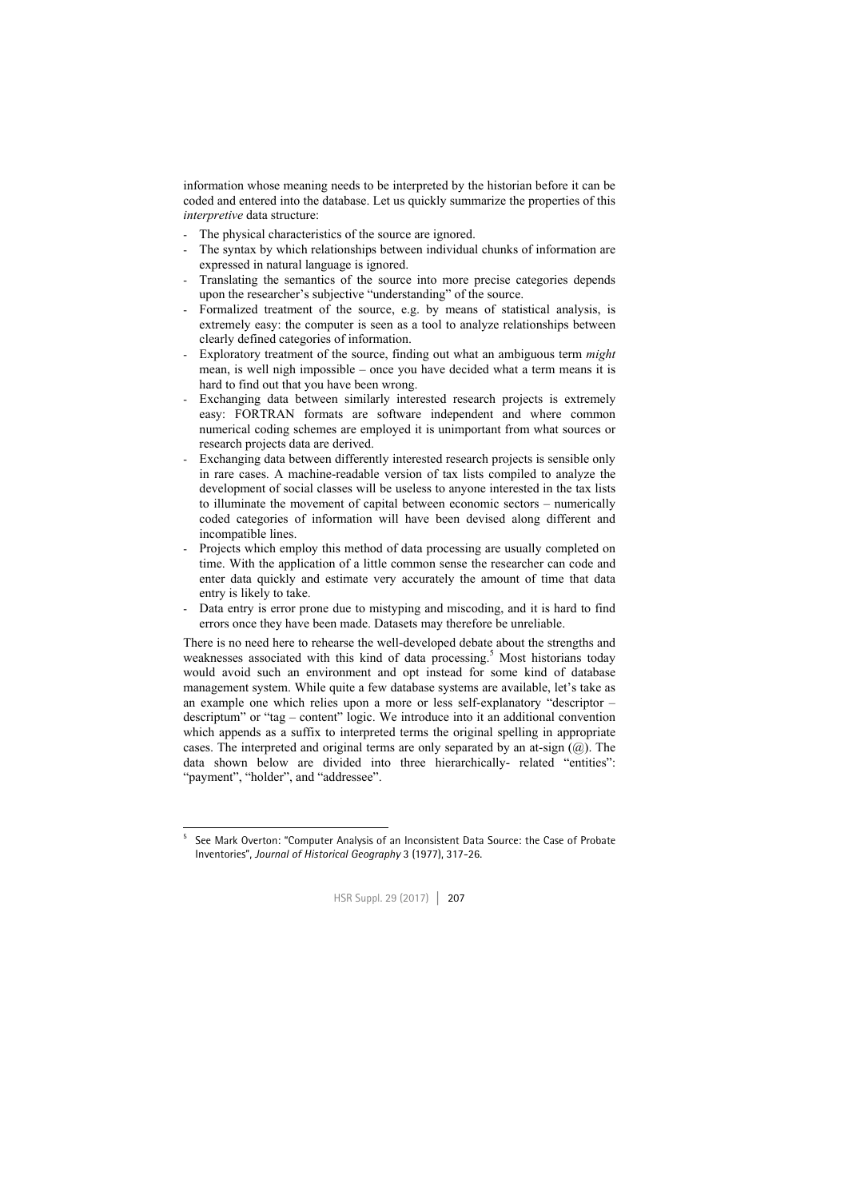information whose meaning needs to be interpreted by the historian before it can be coded and entered into the database. Let us quickly summarize the properties of this *interpretive* data structure:

- The physical characteristics of the source are ignored.
- The syntax by which relationships between individual chunks of information are expressed in natural language is ignored.
- Translating the semantics of the source into more precise categories depends upon the researcher's subjective "understanding" of the source.
- Formalized treatment of the source, e.g. by means of statistical analysis, is extremely easy: the computer is seen as a tool to analyze relationships between clearly defined categories of information.
- Exploratory treatment of the source, finding out what an ambiguous term *might* mean, is well nigh impossible – once you have decided what a term means it is hard to find out that you have been wrong.
- Exchanging data between similarly interested research projects is extremely easy: FORTRAN formats are software independent and where common numerical coding schemes are employed it is unimportant from what sources or research projects data are derived.
- Exchanging data between differently interested research projects is sensible only in rare cases. A machine-readable version of tax lists compiled to analyze the development of social classes will be useless to anyone interested in the tax lists to illuminate the movement of capital between economic sectors – numerically coded categories of information will have been devised along different and incompatible lines.
- Projects which employ this method of data processing are usually completed on time. With the application of a little common sense the researcher can code and enter data quickly and estimate very accurately the amount of time that data entry is likely to take.
- Data entry is error prone due to mistyping and miscoding, and it is hard to find errors once they have been made. Datasets may therefore be unreliable.

There is no need here to rehearse the well-developed debate about the strengths and weaknesses associated with this kind of data processing.[5] Most historians today would avoid such an environment and opt instead for some kind of database management system. While quite a few database systems are available, let's take as an example one which relies upon a more or less self-explanatory "descriptor – descriptum" or "tag – content" logic. We introduce into it an additional convention which appends as a suffix to interpreted terms the original spelling in appropriate cases. The interpreted and original terms are only separated by an at-sign (@). The data shown below are divided into three hierarchically- related "entities": "payment", "holder", and "addressee".

[5] See Mark Overton: "Computer Analysis of an Inconsistent Data Source: the Case of Probate Inventories", *Journal of Historical Geography* 3 (1977), 317-26.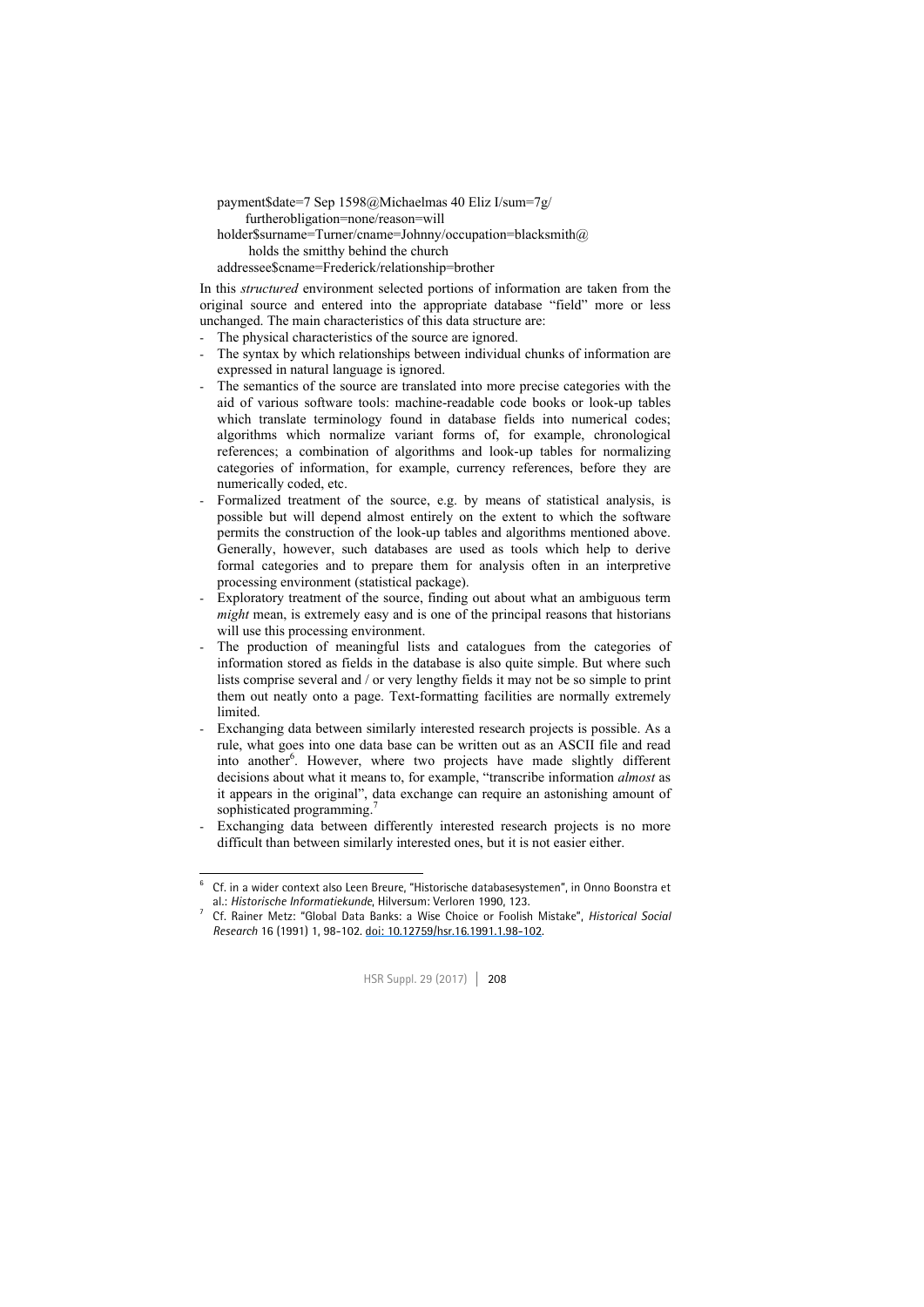```
payment$date=7 Sep 1598@Michaelmas 40 Eliz I/sum=7g/
      furtherobligation=none/reason=will
holder$surname=Turner/cname=Johnny/occupation=blacksmith@
      holds the smitthy behind the church
addressee$cname=Frederick/relationship=brother
```

In this *structured* environment selected portions of information are taken from the original source and entered into the appropriate database "field" more or less unchanged. The main characteristics of this data structure are:

- The physical characteristics of the source are ignored.
- The syntax by which relationships between individual chunks of information are expressed in natural language is ignored.
- The semantics of the source are translated into more precise categories with the aid of various software tools: machine-readable code books or look-up tables which translate terminology found in database fields into numerical codes; algorithms which normalize variant forms of, for example, chronological references; a combination of algorithms and look-up tables for normalizing categories of information, for example, currency references, before they are numerically coded, etc.
- Formalized treatment of the source, e.g. by means of statistical analysis, is possible but will depend almost entirely on the extent to which the software permits the construction of the look-up tables and algorithms mentioned above. Generally, however, such databases are used as tools which help to derive formal categories and to prepare them for analysis often in an interpretive processing environment (statistical package).
- Exploratory treatment of the source, finding out about what an ambiguous term *might* mean, is extremely easy and is one of the principal reasons that historians will use this processing environment.
- The production of meaningful lists and catalogues from the categories of information stored as fields in the database is also quite simple. But where such lists comprise several and / or very lengthy fields it may not be so simple to print them out neatly onto a page. Text-formatting facilities are normally extremely limited.
- Exchanging data between similarly interested research projects is possible. As a rule, what goes into one data base can be written out as an ASCII file and read into another[6]. However, where two projects have made slightly different decisions about what it means to, for example, "transcribe information *almost* as it appears in the original", data exchange can require an astonishing amount of sophisticated programming.[7]
- Exchanging data between differently interested research projects is no more difficult than between similarly interested ones, but it is not easier either.

---

[6] Cf. in a wider context also Leen Breure, "Historische databasesystemen", in Onno Boonstra et al.: *Historische Informatiekunde*, Hilversum: Verloren 1990, 123.

[7] Cf. Rainer Metz: "Global Data Banks: a Wise Choice or Foolish Mistake", *Historical Social Research* 16 (1991) 1, 98-102. doi: 10.12759/hsr.16.1991.1.98-102.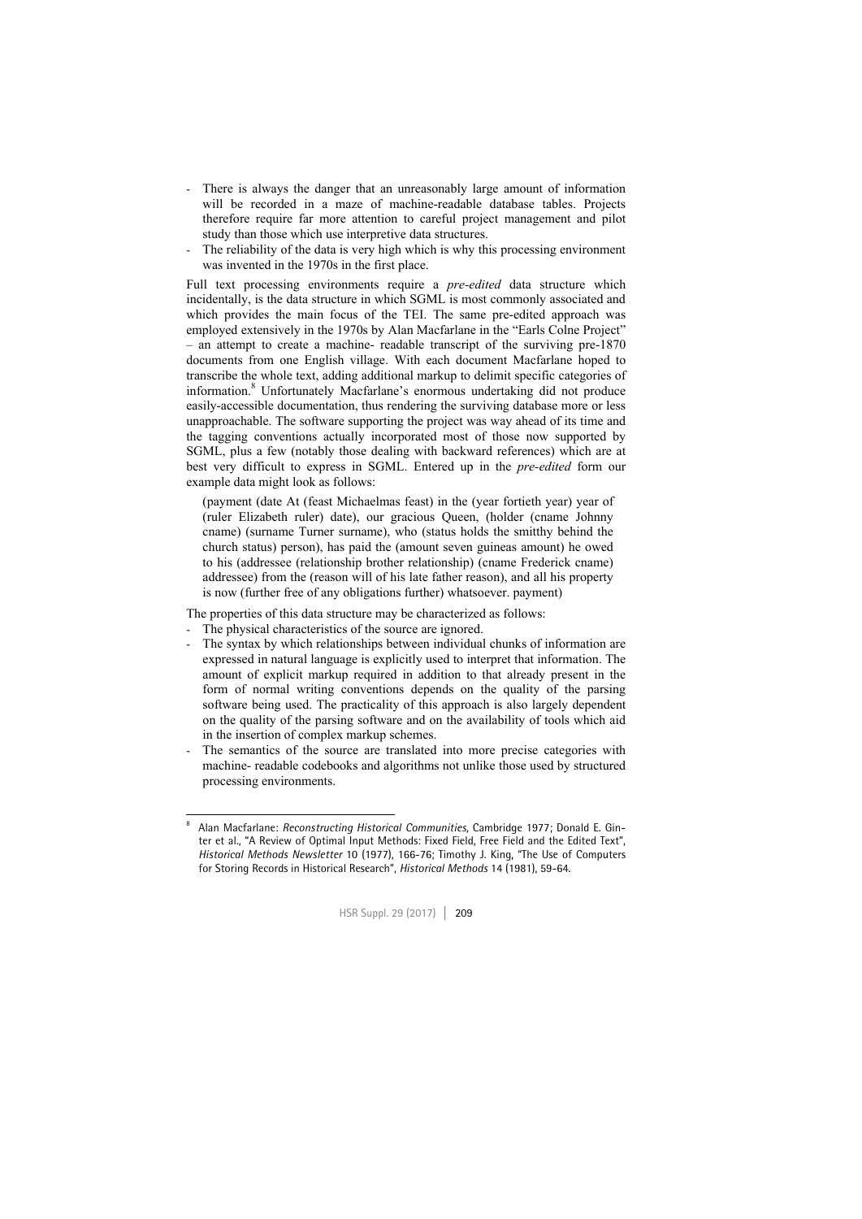- There is always the danger that an unreasonably large amount of information will be recorded in a maze of machine-readable database tables. Projects therefore require far more attention to careful project management and pilot study than those which use interpretive data structures.
- The reliability of the data is very high which is why this processing environment was invented in the 1970s in the first place.

Full text processing environments require a *pre-edited* data structure which incidentally, is the data structure in which SGML is most commonly associated and which provides the main focus of the TEI. The same pre-edited approach was employed extensively in the 1970s by Alan Macfarlane in the "Earls Colne Project" – an attempt to create a machine- readable transcript of the surviving pre-1870 documents from one English village. With each document Macfarlane hoped to transcribe the whole text, adding additional markup to delimit specific categories of information.[8] Unfortunately Macfarlane's enormous undertaking did not produce easily-accessible documentation, thus rendering the surviving database more or less unapproachable. The software supporting the project was way ahead of its time and the tagging conventions actually incorporated most of those now supported by SGML, plus a few (notably those dealing with backward references) which are at best very difficult to express in SGML. Entered up in the *pre-edited* form our example data might look as follows:

> (payment (date At (feast Michaelmas feast) in the (year fortieth year) year of (ruler Elizabeth ruler) date), our gracious Queen, (holder (cname Johnny cname) (surname Turner surname), who (status holds the smitthy behind the church status) person), has paid the (amount seven guineas amount) he owed to his (addressee (relationship brother relationship) (cname Frederick cname) addressee) from the (reason will of his late father reason), and all his property is now (further free of any obligations further) whatsoever. payment)

The properties of this data structure may be characterized as follows:

- The physical characteristics of the source are ignored.
- The syntax by which relationships between individual chunks of information are expressed in natural language is explicitly used to interpret that information. The amount of explicit markup required in addition to that already present in the form of normal writing conventions depends on the quality of the parsing software being used. The practicality of this approach is also largely dependent on the quality of the parsing software and on the availability of tools which aid in the insertion of complex markup schemes.
- The semantics of the source are translated into more precise categories with machine- readable codebooks and algorithms not unlike those used by structured processing environments.

[8] Alan Macfarlane: *Reconstructing Historical Communities*, Cambridge 1977; Donald E. Ginter et al., "A Review of Optimal Input Methods: Fixed Field, Free Field and the Edited Text", *Historical Methods Newsletter* 10 (1977), 166-76; Timothy J. King, "The Use of Computers for Storing Records in Historical Research", *Historical Methods* 14 (1981), 59-64.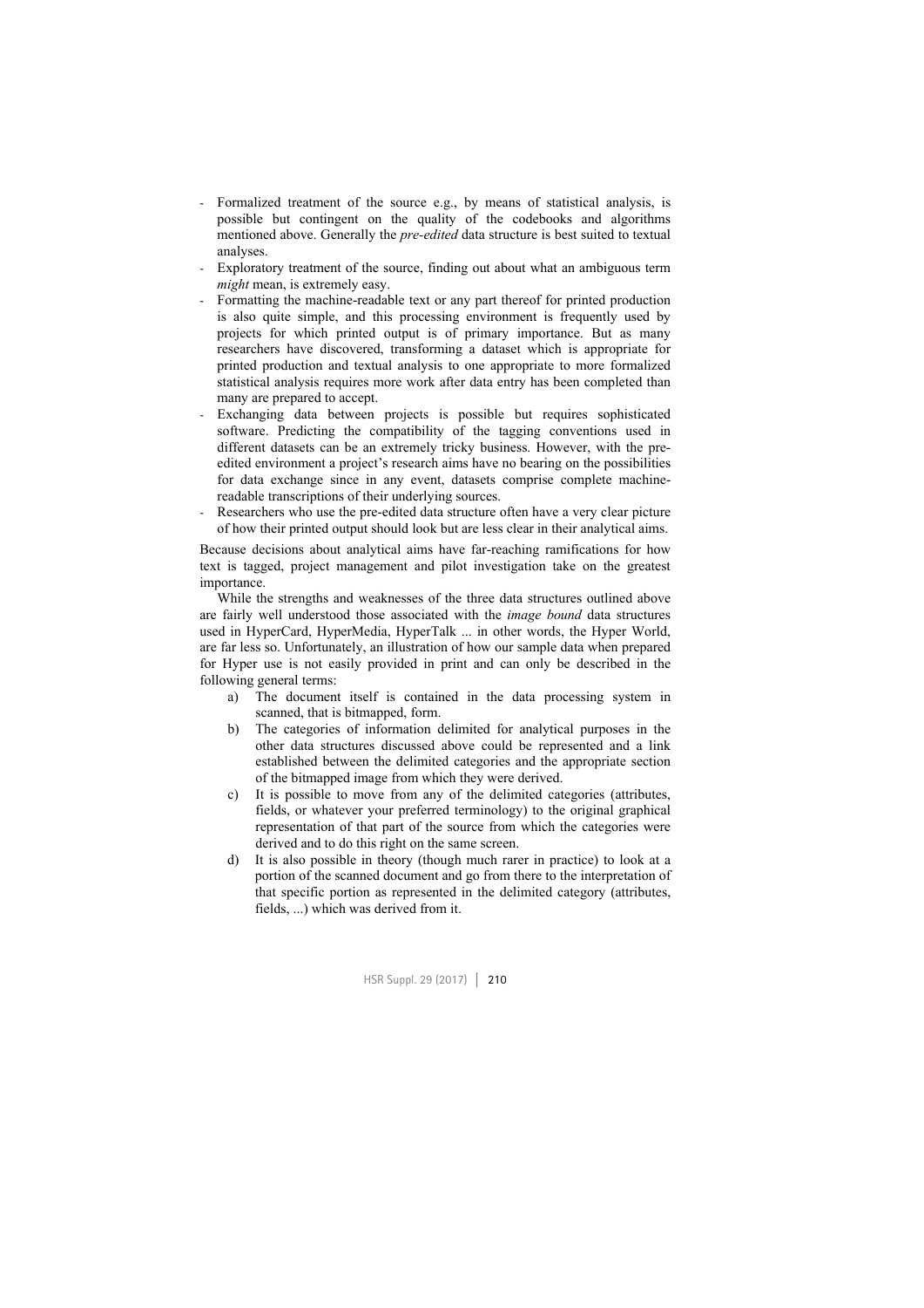- Formalized treatment of the source e.g., by means of statistical analysis, is possible but contingent on the quality of the codebooks and algorithms mentioned above. Generally the *pre-edited* data structure is best suited to textual analyses.
- Exploratory treatment of the source, finding out about what an ambiguous term *might* mean, is extremely easy.
- Formatting the machine-readable text or any part thereof for printed production is also quite simple, and this processing environment is frequently used by projects for which printed output is of primary importance. But as many researchers have discovered, transforming a dataset which is appropriate for printed production and textual analysis to one appropriate to more formalized statistical analysis requires more work after data entry has been completed than many are prepared to accept.
- Exchanging data between projects is possible but requires sophisticated software. Predicting the compatibility of the tagging conventions used in different datasets can be an extremely tricky business. However, with the pre-edited environment a project's research aims have no bearing on the possibilities for data exchange since in any event, datasets comprise complete machine-readable transcriptions of their underlying sources.
- Researchers who use the pre-edited data structure often have a very clear picture of how their printed output should look but are less clear in their analytical aims.

Because decisions about analytical aims have far-reaching ramifications for how text is tagged, project management and pilot investigation take on the greatest importance.

While the strengths and weaknesses of the three data structures outlined above are fairly well understood those associated with the *image bound* data structures used in HyperCard, HyperMedia, HyperTalk ... in other words, the Hyper World, are far less so. Unfortunately, an illustration of how our sample data when prepared for Hyper use is not easily provided in print and can only be described in the following general terms:

a) The document itself is contained in the data processing system in scanned, that is bitmapped, form.
b) The categories of information delimited for analytical purposes in the other data structures discussed above could be represented and a link established between the delimited categories and the appropriate section of the bitmapped image from which they were derived.
c) It is possible to move from any of the delimited categories (attributes, fields, or whatever your preferred terminology) to the original graphical representation of that part of the source from which the categories were derived and to do this right on the same screen.
d) It is also possible in theory (though much rarer in practice) to look at a portion of the scanned document and go from there to the interpretation of that specific portion as represented in the delimited category (attributes, fields, ...) which was derived from it.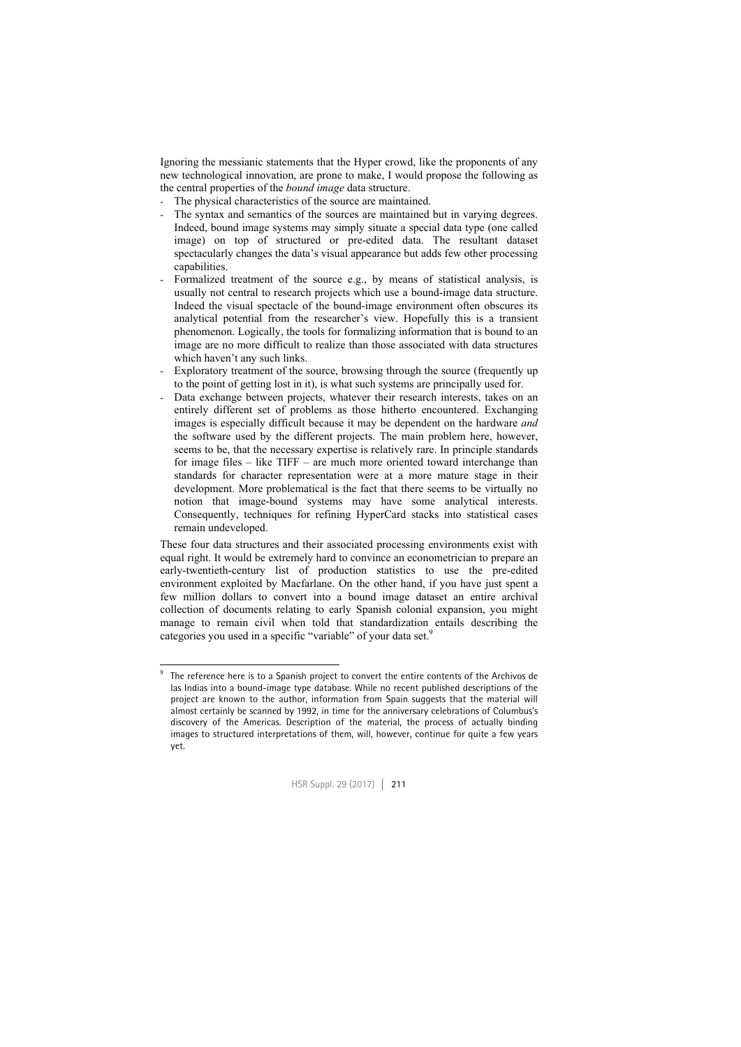Ignoring the messianic statements that the Hyper crowd, like the proponents of any new technological innovation, are prone to make, I would propose the following as the central properties of the *bound image* data structure.

- The physical characteristics of the source are maintained.
- The syntax and semantics of the sources are maintained but in varying degrees. Indeed, bound image systems may simply situate a special data type (one called image) on top of structured or pre-edited data. The resultant dataset spectacularly changes the data's visual appearance but adds few other processing capabilities.
- Formalized treatment of the source e.g., by means of statistical analysis, is usually not central to research projects which use a bound-image data structure. Indeed the visual spectacle of the bound-image environment often obscures its analytical potential from the researcher's view. Hopefully this is a transient phenomenon. Logically, the tools for formalizing information that is bound to an image are no more difficult to realize than those associated with data structures which haven't any such links.
- Exploratory treatment of the source, browsing through the source (frequently up to the point of getting lost in it), is what such systems are principally used for.
- Data exchange between projects, whatever their research interests, takes on an entirely different set of problems as those hitherto encountered. Exchanging images is especially difficult because it may be dependent on the hardware *and* the software used by the different projects. The main problem here, however, seems to be, that the necessary expertise is relatively rare. In principle standards for image files – like TIFF – are much more oriented toward interchange than standards for character representation were at a more mature stage in their development. More problematical is the fact that there seems to be virtually no notion that image-bound systems may have some analytical interests. Consequently, techniques for refining HyperCard stacks into statistical cases remain undeveloped.

These four data structures and their associated processing environments exist with equal right. It would be extremely hard to convince an econometrician to prepare an early-twentieth-century list of production statistics to use the pre-edited environment exploited by Macfarlane. On the other hand, if you have just spent a few million dollars to convert into a bound image dataset an entire archival collection of documents relating to early Spanish colonial expansion, you might manage to remain civil when told that standardization entails describing the categories you used in a specific "variable" of your data set.[9]

---

[9] The reference here is to a Spanish project to convert the entire contents of the Archivos de las Indias into a bound-image type database. While no recent published descriptions of the project are known to the author, information from Spain suggests that the material will almost certainly be scanned by 1992, in time for the anniversary celebrations of Columbus's discovery of the Americas. Description of the material, the process of actually binding images to structured interpretations of them, will, however, continue for quite a few years yet.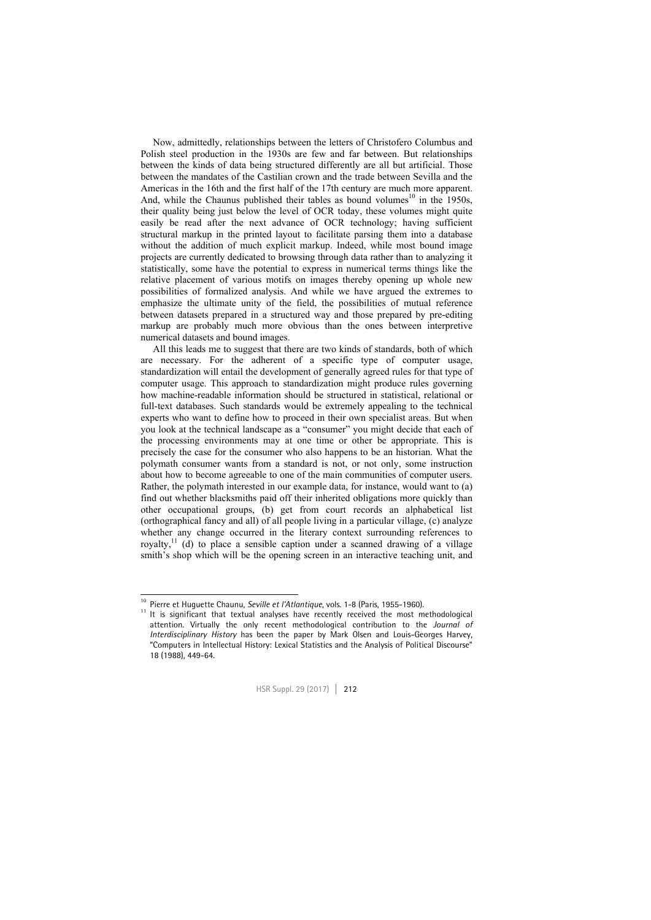Now, admittedly, relationships between the letters of Christofero Columbus and Polish steel production in the 1930s are few and far between. But relationships between the kinds of data being structured differently are all but artificial. Those between the mandates of the Castilian crown and the trade between Sevilla and the Americas in the 16th and the first half of the 17th century are much more apparent. And, while the Chaunus published their tables as bound volumes[10] in the 1950s, their quality being just below the level of OCR today, these volumes might quite easily be read after the next advance of OCR technology; having sufficient structural markup in the printed layout to facilitate parsing them into a database without the addition of much explicit markup. Indeed, while most bound image projects are currently dedicated to browsing through data rather than to analyzing it statistically, some have the potential to express in numerical terms things like the relative placement of various motifs on images thereby opening up whole new possibilities of formalized analysis. And while we have argued the extremes to emphasize the ultimate unity of the field, the possibilities of mutual reference between datasets prepared in a structured way and those prepared by pre-editing markup are probably much more obvious than the ones between interpretive numerical datasets and bound images.

All this leads me to suggest that there are two kinds of standards, both of which are necessary. For the adherent of a specific type of computer usage, standardization will entail the development of generally agreed rules for that type of computer usage. This approach to standardization might produce rules governing how machine-readable information should be structured in statistical, relational or full-text databases. Such standards would be extremely appealing to the technical experts who want to define how to proceed in their own specialist areas. But when you look at the technical landscape as a "consumer" you might decide that each of the processing environments may at one time or other be appropriate. This is precisely the case for the consumer who also happens to be an historian. What the polymath consumer wants from a standard is not, or not only, some instruction about how to become agreeable to one of the main communities of computer users. Rather, the polymath interested in our example data, for instance, would want to (a) find out whether blacksmiths paid off their inherited obligations more quickly than other occupational groups, (b) get from court records an alphabetical list (orthographical fancy and all) of all people living in a particular village, (c) analyze whether any change occurred in the literary context surrounding references to royalty,[11] (d) to place a sensible caption under a scanned drawing of a village smith's shop which will be the opening screen in an interactive teaching unit, and

---

[10] Pierre et Huguette Chaunu, *Seville et l'Atlantique*, vols. 1-8 (Paris, 1955-1960).

[11] It is significant that textual analyses have recently received the most methodological attention. Virtually the only recent methodological contribution to the *Journal of Interdisciplinary History* has been the paper by Mark Olsen and Louis-Georges Harvey, "Computers in Intellectual History: Lexical Statistics and the Analysis of Political Discourse" 18 (1988), 449-64.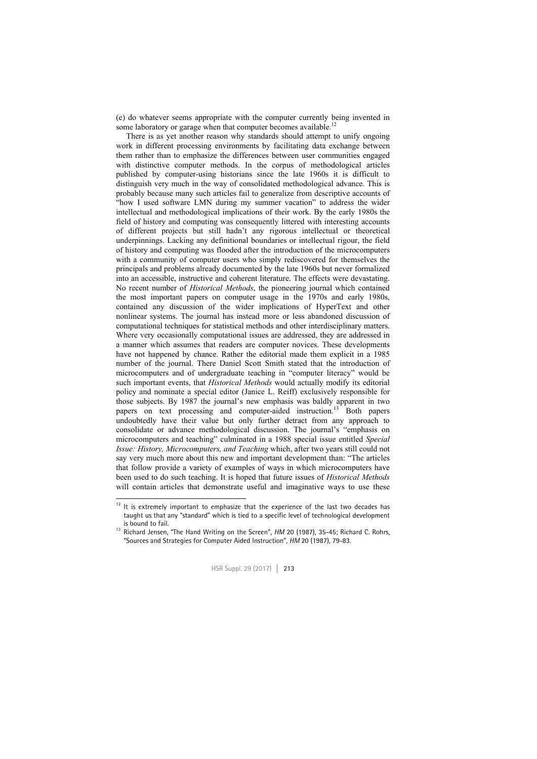(e) do whatever seems appropriate with the computer currently being invented in some laboratory or garage when that computer becomes available.[12]

There is as yet another reason why standards should attempt to unify ongoing work in different processing environments by facilitating data exchange between them rather than to emphasize the differences between user communities engaged with distinctive computer methods. In the corpus of methodological articles published by computer-using historians since the late 1960s it is difficult to distinguish very much in the way of consolidated methodological advance. This is probably because many such articles fail to generalize from descriptive accounts of "how I used software LMN during my summer vacation" to address the wider intellectual and methodological implications of their work. By the early 1980s the field of history and computing was consequently littered with interesting accounts of different projects but still hadn't any rigorous intellectual or theoretical underpinnings. Lacking any definitional boundaries or intellectual rigour, the field of history and computing was flooded after the introduction of the microcomputers with a community of computer users who simply rediscovered for themselves the principals and problems already documented by the late 1960s but never formalized into an accessible, instructive and coherent literature. The effects were devastating. No recent number of *Historical Methods*, the pioneering journal which contained the most important papers on computer usage in the 1970s and early 1980s, contained any discussion of the wider implications of HyperText and other nonlinear systems. The journal has instead more or less abandoned discussion of computational techniques for statistical methods and other interdisciplinary matters. Where very occasionally computational issues are addressed, they are addressed in a manner which assumes that readers are computer novices. These developments have not happened by chance. Rather the editorial made them explicit in a 1985 number of the journal. There Daniel Scott Smith stated that the introduction of microcomputers and of undergraduate teaching in "computer literacy" would be such important events, that *Historical Methods* would actually modify its editorial policy and nominate a special editor (Janice L. Reiff) exclusively responsible for those subjects. By 1987 the journal's new emphasis was baldly apparent in two papers on text processing and computer-aided instruction.[13] Both papers undoubtedly have their value but only further detract from any approach to consolidate or advance methodological discussion. The journal's "emphasis on microcomputers and teaching" culminated in a 1988 special issue entitled *Special Issue: History, Microcomputers, and Teaching* which, after two years still could not say very much more about this new and important development than: "The articles that follow provide a variety of examples of ways in which microcomputers have been used to do such teaching. It is hoped that future issues of *Historical Methods* will contain articles that demonstrate useful and imaginative ways to use these

---

[12] It is extremely important to emphasize that the experience of the last two decades has taught us that any "standard" which is tied to a specific level of technological development is bound to fail.

[13] Richard Jensen, "The Hand Writing on the Screen", *HM* 20 (1987), 35-45; Richard C. Rohrs, "Sources and Strategies for Computer Aided Instruction", *HM* 20 (1987), 79-83.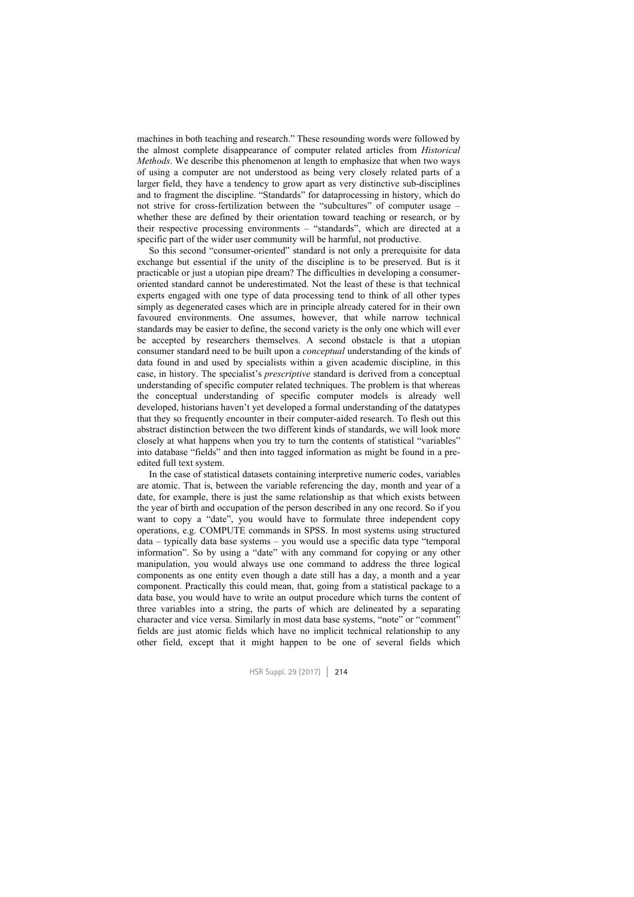machines in both teaching and research." These resounding words were followed by the almost complete disappearance of computer related articles from *Historical Methods*. We describe this phenomenon at length to emphasize that when two ways of using a computer are not understood as being very closely related parts of a larger field, they have a tendency to grow apart as very distinctive sub-disciplines and to fragment the discipline. "Standards" for dataprocessing in history, which do not strive for cross-fertilization between the "subcultures" of computer usage – whether these are defined by their orientation toward teaching or research, or by their respective processing environments – "standards", which are directed at a specific part of the wider user community will be harmful, not productive.

So this second "consumer-oriented" standard is not only a prerequisite for data exchange but essential if the unity of the discipline is to be preserved. But is it practicable or just a utopian pipe dream? The difficulties in developing a consumer-oriented standard cannot be underestimated. Not the least of these is that technical experts engaged with one type of data processing tend to think of all other types simply as degenerated cases which are in principle already catered for in their own favoured environments. One assumes, however, that while narrow technical standards may be easier to define, the second variety is the only one which will ever be accepted by researchers themselves. A second obstacle is that a utopian consumer standard need to be built upon a *conceptual* understanding of the kinds of data found in and used by specialists within a given academic discipline, in this case, in history. The specialist's *prescriptive* standard is derived from a conceptual understanding of specific computer related techniques. The problem is that whereas the conceptual understanding of specific computer models is already well developed, historians haven't yet developed a formal understanding of the datatypes that they so frequently encounter in their computer-aided research. To flesh out this abstract distinction between the two different kinds of standards, we will look more closely at what happens when you try to turn the contents of statistical "variables" into database "fields" and then into tagged information as might be found in a pre-edited full text system.

In the case of statistical datasets containing interpretive numeric codes, variables are atomic. That is, between the variable referencing the day, month and year of a date, for example, there is just the same relationship as that which exists between the year of birth and occupation of the person described in any one record. So if you want to copy a "date", you would have to formulate three independent copy operations, e.g. COMPUTE commands in SPSS. In most systems using structured data – typically data base systems – you would use a specific data type "temporal information". So by using a "date" with any command for copying or any other manipulation, you would always use one command to address the three logical components as one entity even though a date still has a day, a month and a year component. Practically this could mean, that, going from a statistical package to a data base, you would have to write an output procedure which turns the content of three variables into a string, the parts of which are delineated by a separating character and vice versa. Similarly in most data base systems, "note" or "comment" fields are just atomic fields which have no implicit technical relationship to any other field, except that it might happen to be one of several fields which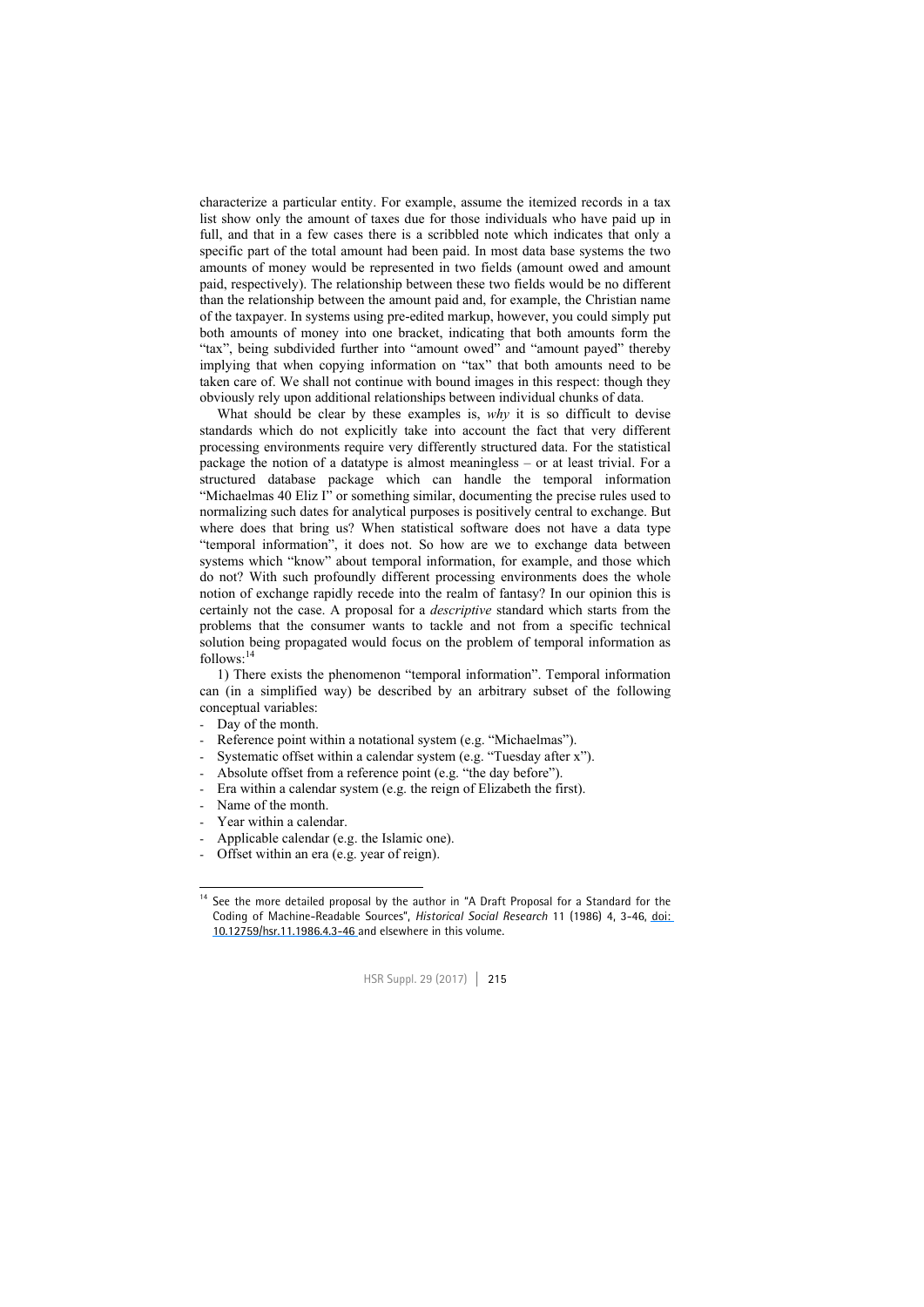characterize a particular entity. For example, assume the itemized records in a tax list show only the amount of taxes due for those individuals who have paid up in full, and that in a few cases there is a scribbled note which indicates that only a specific part of the total amount had been paid. In most data base systems the two amounts of money would be represented in two fields (amount owed and amount paid, respectively). The relationship between these two fields would be no different than the relationship between the amount paid and, for example, the Christian name of the taxpayer. In systems using pre-edited markup, however, you could simply put both amounts of money into one bracket, indicating that both amounts form the "tax", being subdivided further into "amount owed" and "amount payed" thereby implying that when copying information on "tax" that both amounts need to be taken care of. We shall not continue with bound images in this respect: though they obviously rely upon additional relationships between individual chunks of data.

What should be clear by these examples is, *why* it is so difficult to devise standards which do not explicitly take into account the fact that very different processing environments require very differently structured data. For the statistical package the notion of a datatype is almost meaningless – or at least trivial. For a structured database package which can handle the temporal information "Michaelmas 40 Eliz I" or something similar, documenting the precise rules used to normalizing such dates for analytical purposes is positively central to exchange. But where does that bring us? When statistical software does not have a data type "temporal information", it does not. So how are we to exchange data between systems which "know" about temporal information, for example, and those which do not? With such profoundly different processing environments does the whole notion of exchange rapidly recede into the realm of fantasy? In our opinion this is certainly not the case. A proposal for a *descriptive* standard which starts from the problems that the consumer wants to tackle and not from a specific technical solution being propagated would focus on the problem of temporal information as follows:[14]

1) There exists the phenomenon "temporal information". Temporal information can (in a simplified way) be described by an arbitrary subset of the following conceptual variables:

- Day of the month.
- Reference point within a notational system (e.g. "Michaelmas").
- Systematic offset within a calendar system (e.g. "Tuesday after x").
- Absolute offset from a reference point (e.g. "the day before").
- Era within a calendar system (e.g. the reign of Elizabeth the first).
- Name of the month.
- Year within a calendar.
- Applicable calendar (e.g. the Islamic one).
- Offset within an era (e.g. year of reign).

[14] See the more detailed proposal by the author in "A Draft Proposal for a Standard for the Coding of Machine-Readable Sources", *Historical Social Research* 11 (1986) 4, 3-46, doi: 10.12759/hsr.11.1986.4.3-46 and elsewhere in this volume.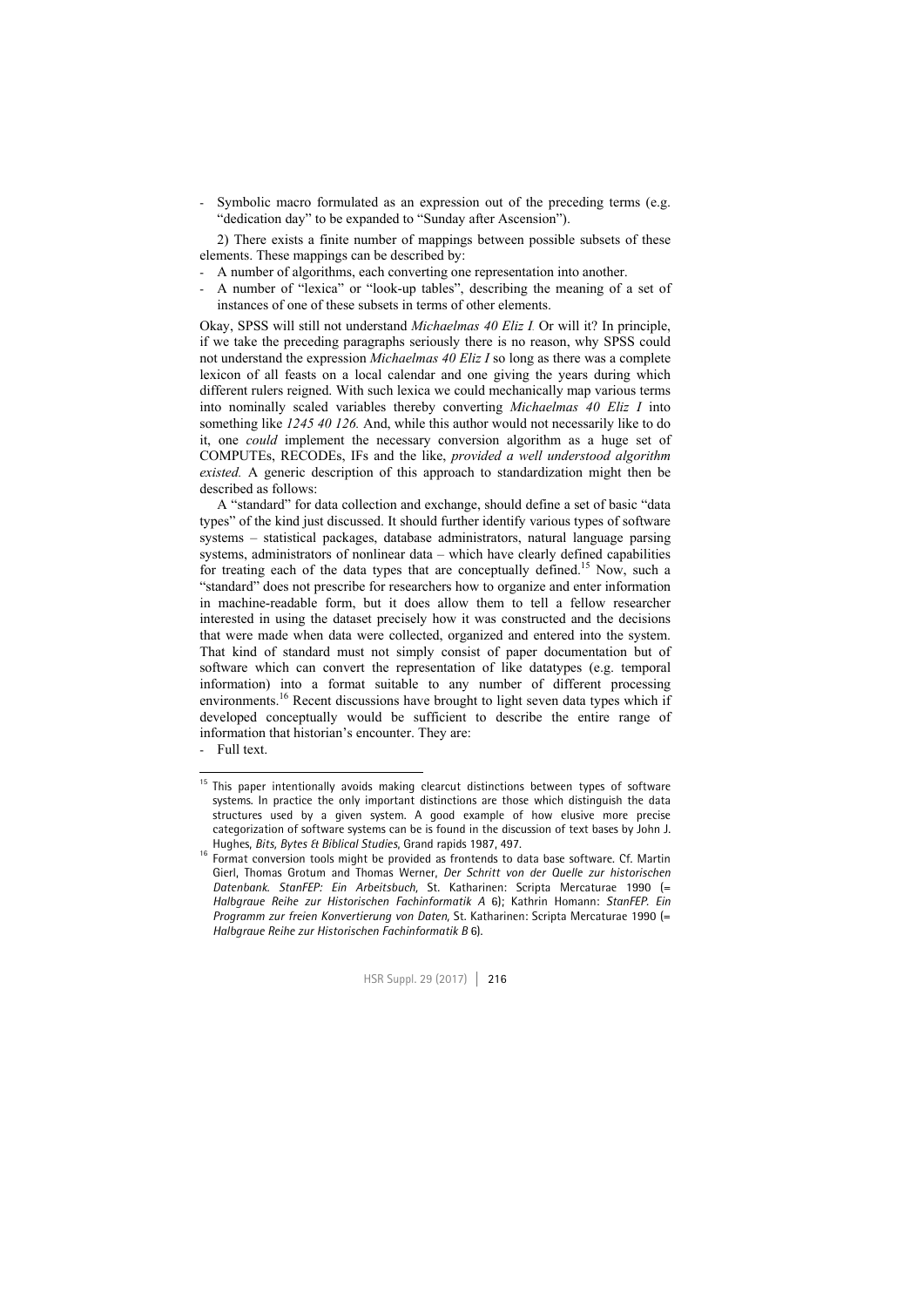- Symbolic macro formulated as an expression out of the preceding terms (e.g. "dedication day" to be expanded to "Sunday after Ascension").

2) There exists a finite number of mappings between possible subsets of these elements. These mappings can be described by:

- A number of algorithms, each converting one representation into another.
- A number of "lexica" or "look-up tables", describing the meaning of a set of instances of one of these subsets in terms of other elements.

Okay, SPSS will still not understand *Michaelmas 40 Eliz I.* Or will it? In principle, if we take the preceding paragraphs seriously there is no reason, why SPSS could not understand the expression *Michaelmas 40 Eliz I* so long as there was a complete lexicon of all feasts on a local calendar and one giving the years during which different rulers reigned. With such lexica we could mechanically map various terms into nominally scaled variables thereby converting *Michaelmas 40 Eliz I* into something like *1245 40 126.* And, while this author would not necessarily like to do it, one *could* implement the necessary conversion algorithm as a huge set of COMPUTEs, RECODEs, IFs and the like, *provided a well understood algorithm existed.* A generic description of this approach to standardization might then be described as follows:

A "standard" for data collection and exchange, should define a set of basic "data types" of the kind just discussed. It should further identify various types of software systems – statistical packages, database administrators, natural language parsing systems, administrators of nonlinear data – which have clearly defined capabilities for treating each of the data types that are conceptually defined.[15] Now, such a "standard" does not prescribe for researchers how to organize and enter information in machine-readable form, but it does allow them to tell a fellow researcher interested in using the dataset precisely how it was constructed and the decisions that were made when data were collected, organized and entered into the system. That kind of standard must not simply consist of paper documentation but of software which can convert the representation of like datatypes (e.g. temporal information) into a format suitable to any number of different processing environments.[16] Recent discussions have brought to light seven data types which if developed conceptually would be sufficient to describe the entire range of information that historian's encounter. They are:

- Full text.

[15] This paper intentionally avoids making clearcut distinctions between types of software systems. In practice the only important distinctions are those which distinguish the data structures used by a given system. A good example of how elusive more precise categorization of software systems can be is found in the discussion of text bases by John J. Hughes, *Bits, Bytes & Biblical Studies*, Grand rapids 1987, 497.

[16] Format conversion tools might be provided as frontends to data base software. Cf. Martin Gierl, Thomas Grotum and Thomas Werner, *Der Schritt von der Quelle zur historischen Datenbank. StanFEP: Ein Arbeitsbuch*, St. Katharinen: Scripta Mercaturae 1990 (= *Halbgraue Reihe zur Historischen Fachinformatik A* 6); Kathrin Homann: *StanFEP. Ein Programm zur freien Konvertierung von Daten*, St. Katharinen: Scripta Mercaturae 1990 (= *Halbgraue Reihe zur Historischen Fachinformatik B* 6).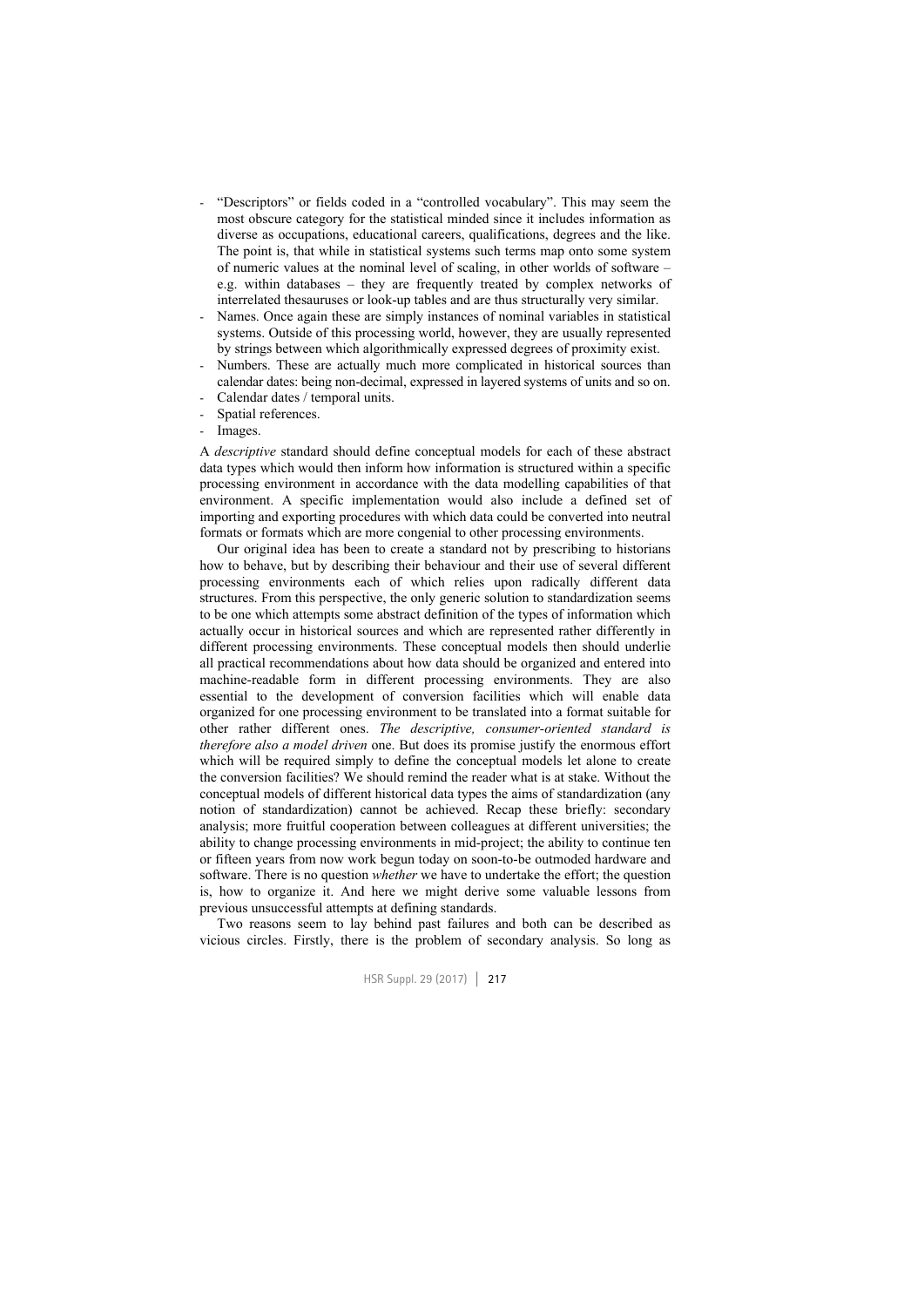- "Descriptors" or fields coded in a "controlled vocabulary". This may seem the most obscure category for the statistical minded since it includes information as diverse as occupations, educational careers, qualifications, degrees and the like. The point is, that while in statistical systems such terms map onto some system of numeric values at the nominal level of scaling, in other worlds of software – e.g. within databases – they are frequently treated by complex networks of interrelated thesauruses or look-up tables and are thus structurally very similar.
- Names. Once again these are simply instances of nominal variables in statistical systems. Outside of this processing world, however, they are usually represented by strings between which algorithmically expressed degrees of proximity exist.
- Numbers. These are actually much more complicated in historical sources than calendar dates: being non-decimal, expressed in layered systems of units and so on.
- Calendar dates / temporal units.
- Spatial references.
- Images.

A *descriptive* standard should define conceptual models for each of these abstract data types which would then inform how information is structured within a specific processing environment in accordance with the data modelling capabilities of that environment. A specific implementation would also include a defined set of importing and exporting procedures with which data could be converted into neutral formats or formats which are more congenial to other processing environments.

Our original idea has been to create a standard not by prescribing to historians how to behave, but by describing their behaviour and their use of several different processing environments each of which relies upon radically different data structures. From this perspective, the only generic solution to standardization seems to be one which attempts some abstract definition of the types of information which actually occur in historical sources and which are represented rather differently in different processing environments. These conceptual models then should underlie all practical recommendations about how data should be organized and entered into machine-readable form in different processing environments. They are also essential to the development of conversion facilities which will enable data organized for one processing environment to be translated into a format suitable for other rather different ones. *The descriptive, consumer-oriented standard is therefore also a model driven* one. But does its promise justify the enormous effort which will be required simply to define the conceptual models let alone to create the conversion facilities? We should remind the reader what is at stake. Without the conceptual models of different historical data types the aims of standardization (any notion of standardization) cannot be achieved. Recap these briefly: secondary analysis; more fruitful cooperation between colleagues at different universities; the ability to change processing environments in mid-project; the ability to continue ten or fifteen years from now work begun today on soon-to-be outmoded hardware and software. There is no question *whether* we have to undertake the effort; the question is, how to organize it. And here we might derive some valuable lessons from previous unsuccessful attempts at defining standards.

Two reasons seem to lay behind past failures and both can be described as vicious circles. Firstly, there is the problem of secondary analysis. So long as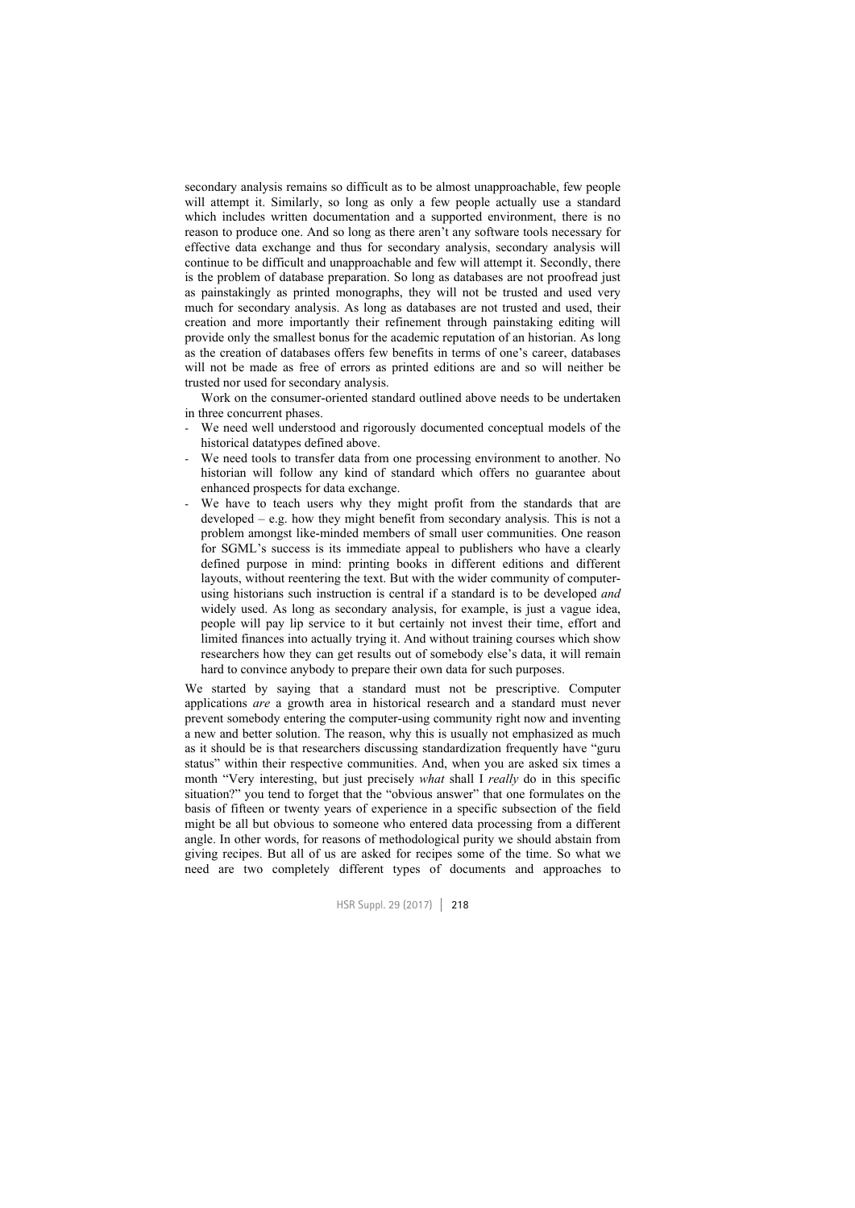secondary analysis remains so difficult as to be almost unapproachable, few people will attempt it. Similarly, so long as only a few people actually use a standard which includes written documentation and a supported environment, there is no reason to produce one. And so long as there aren't any software tools necessary for effective data exchange and thus for secondary analysis, secondary analysis will continue to be difficult and unapproachable and few will attempt it. Secondly, there is the problem of database preparation. So long as databases are not proofread just as painstakingly as printed monographs, they will not be trusted and used very much for secondary analysis. As long as databases are not trusted and used, their creation and more importantly their refinement through painstaking editing will provide only the smallest bonus for the academic reputation of an historian. As long as the creation of databases offers few benefits in terms of one's career, databases will not be made as free of errors as printed editions are and so will neither be trusted nor used for secondary analysis.

Work on the consumer-oriented standard outlined above needs to be undertaken in three concurrent phases.

- We need well understood and rigorously documented conceptual models of the historical datatypes defined above.
- We need tools to transfer data from one processing environment to another. No historian will follow any kind of standard which offers no guarantee about enhanced prospects for data exchange.
- We have to teach users why they might profit from the standards that are developed – e.g. how they might benefit from secondary analysis. This is not a problem amongst like-minded members of small user communities. One reason for SGML's success is its immediate appeal to publishers who have a clearly defined purpose in mind: printing books in different editions and different layouts, without reentering the text. But with the wider community of computer-using historians such instruction is central if a standard is to be developed *and* widely used. As long as secondary analysis, for example, is just a vague idea, people will pay lip service to it but certainly not invest their time, effort and limited finances into actually trying it. And without training courses which show researchers how they can get results out of somebody else's data, it will remain hard to convince anybody to prepare their own data for such purposes.

We started by saying that a standard must not be prescriptive. Computer applications *are* a growth area in historical research and a standard must never prevent somebody entering the computer-using community right now and inventing a new and better solution. The reason, why this is usually not emphasized as much as it should be is that researchers discussing standardization frequently have "guru status" within their respective communities. And, when you are asked six times a month "Very interesting, but just precisely *what* shall I *really* do in this specific situation?" you tend to forget that the "obvious answer" that one formulates on the basis of fifteen or twenty years of experience in a specific subsection of the field might be all but obvious to someone who entered data processing from a different angle. In other words, for reasons of methodological purity we should abstain from giving recipes. But all of us are asked for recipes some of the time. So what we need are two completely different types of documents and approaches to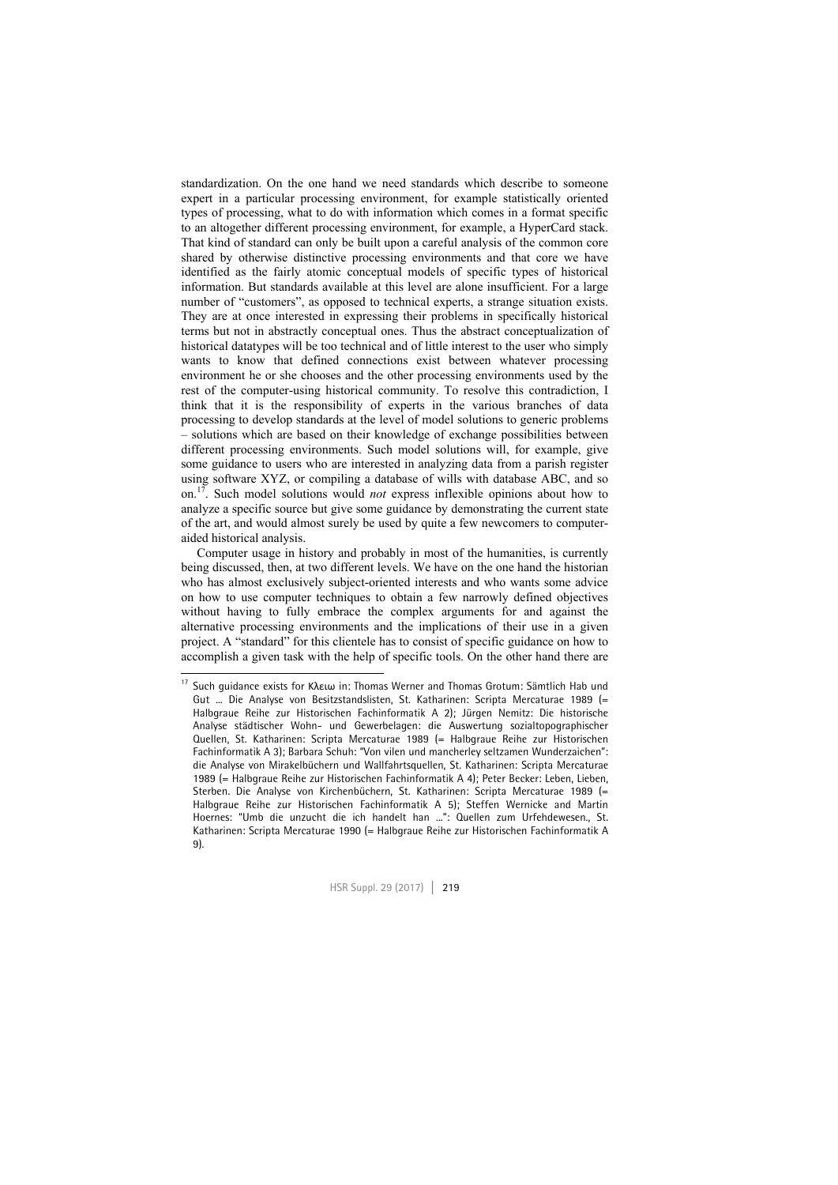standardization. On the one hand we need standards which describe to someone expert in a particular processing environment, for example statistically oriented types of processing, what to do with information which comes in a format specific to an altogether different processing environment, for example, a HyperCard stack. That kind of standard can only be built upon a careful analysis of the common core shared by otherwise distinctive processing environments and that core we have identified as the fairly atomic conceptual models of specific types of historical information. But standards available at this level are alone insufficient. For a large number of "customers", as opposed to technical experts, a strange situation exists. They are at once interested in expressing their problems in specifically historical terms but not in abstractly conceptual ones. Thus the abstract conceptualization of historical datatypes will be too technical and of little interest to the user who simply wants to know that defined connections exist between whatever processing environment he or she chooses and the other processing environments used by the rest of the computer-using historical community. To resolve this contradiction, I think that it is the responsibility of experts in the various branches of data processing to develop standards at the level of model solutions to generic problems – solutions which are based on their knowledge of exchange possibilities between different processing environments. Such model solutions will, for example, give some guidance to users who are interested in analyzing data from a parish register using software XYZ, or compiling a database of wills with database ABC, and so on.[17]. Such model solutions would *not* express inflexible opinions about how to analyze a specific source but give some guidance by demonstrating the current state of the art, and would almost surely be used by quite a few newcomers to computer-aided historical analysis.

Computer usage in history and probably in most of the humanities, is currently being discussed, then, at two different levels. We have on the one hand the historian who has almost exclusively subject-oriented interests and who wants some advice on how to use computer techniques to obtain a few narrowly defined objectives without having to fully embrace the complex arguments for and against the alternative processing environments and the implications of their use in a given project. A "standard" for this clientele has to consist of specific guidance on how to accomplish a given task with the help of specific tools. On the other hand there are

---

[17] Such guidance exists for Κλειω in: Thomas Werner and Thomas Grotum: Sämtlich Hab und Gut … Die Analyse von Besitzstandslisten, St. Katharinen: Scripta Mercaturae 1989 (= Halbgraue Reihe zur Historischen Fachinformatik A 2); Jürgen Nemitz: Die historische Analyse städtischer Wohn- und Gewerbelagen: die Auswertung sozialtopographischer Quellen, St. Katharinen: Scripta Mercaturae 1989 (= Halbgraue Reihe zur Historischen Fachinformatik A 3); Barbara Schuh: "Von vilen und mancherley seltzamen Wunderzaichen": die Analyse von Mirakelbüchern und Wallfahrtsquellen, St. Katharinen: Scripta Mercaturae 1989 (= Halbgraue Reihe zur Historischen Fachinformatik A 4); Peter Becker: Leben, Lieben, Sterben. Die Analyse von Kirchenbüchern, St. Katharinen: Scripta Mercaturae 1989 (= Halbgraue Reihe zur Historischen Fachinformatik A 5); Steffen Wernicke and Martin Hoernes: "Umb die unzucht die ich handelt han …": Quellen zum Urfehdewesen., St. Katharinen: Scripta Mercaturae 1990 (= Halbgraue Reihe zur Historischen Fachinformatik A 9).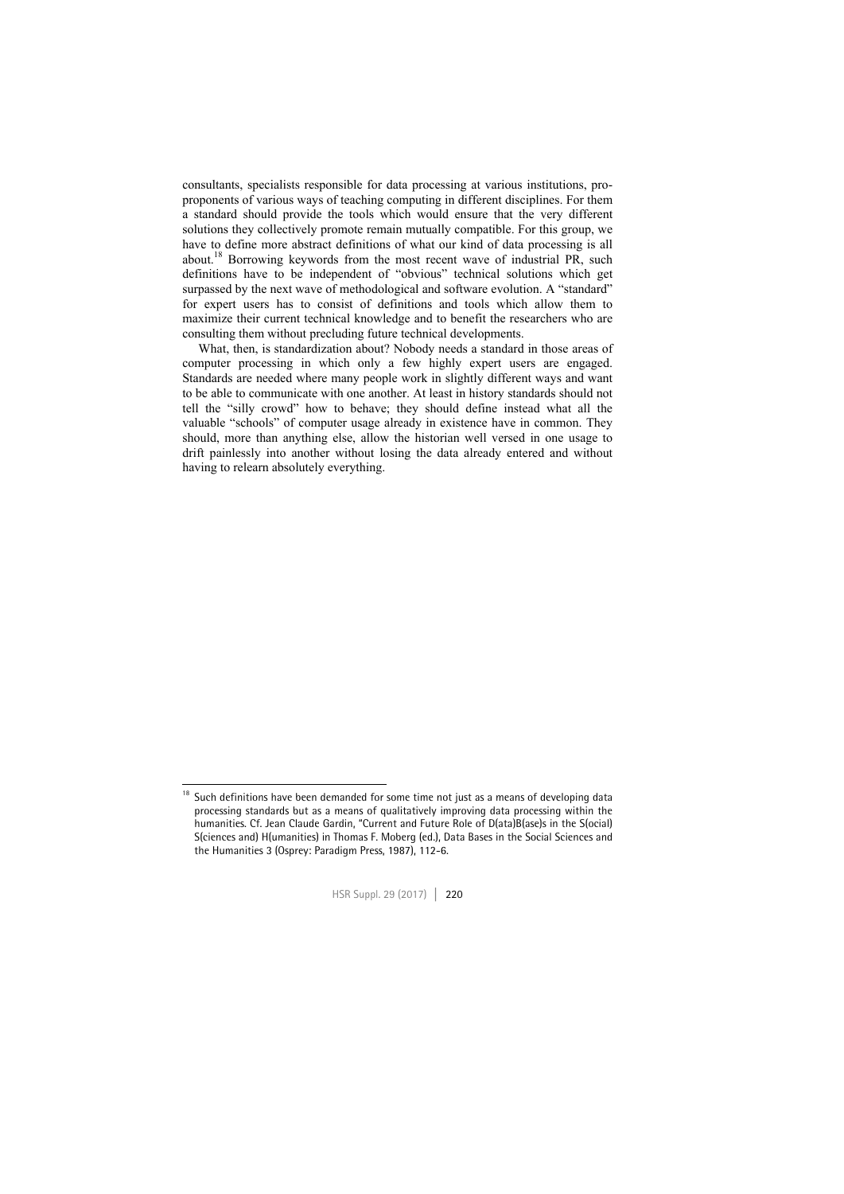consultants, specialists responsible for data processing at various institutions, proponents of various ways of teaching computing in different disciplines. For them a standard should provide the tools which would ensure that the very different solutions they collectively promote remain mutually compatible. For this group, we have to define more abstract definitions of what our kind of data processing is all about.[18] Borrowing keywords from the most recent wave of industrial PR, such definitions have to be independent of "obvious" technical solutions which get surpassed by the next wave of methodological and software evolution. A "standard" for expert users has to consist of definitions and tools which allow them to maximize their current technical knowledge and to benefit the researchers who are consulting them without precluding future technical developments.

What, then, is standardization about? Nobody needs a standard in those areas of computer processing in which only a few highly expert users are engaged. Standards are needed where many people work in slightly different ways and want to be able to communicate with one another. At least in history standards should not tell the "silly crowd" how to behave; they should define instead what all the valuable "schools" of computer usage already in existence have in common. They should, more than anything else, allow the historian well versed in one usage to drift painlessly into another without losing the data already entered and without having to relearn absolutely everything.

---

[18] Such definitions have been demanded for some time not just as a means of developing data processing standards but as a means of qualitatively improving data processing within the humanities. Cf. Jean Claude Gardin, "Current and Future Role of D(ata)B(ase)s in the S(ocial) S(ciences and) H(umanities) in Thomas F. Moberg (ed.), Data Bases in the Social Sciences and the Humanities 3 (Osprey: Paradigm Press, 1987), 112-6.